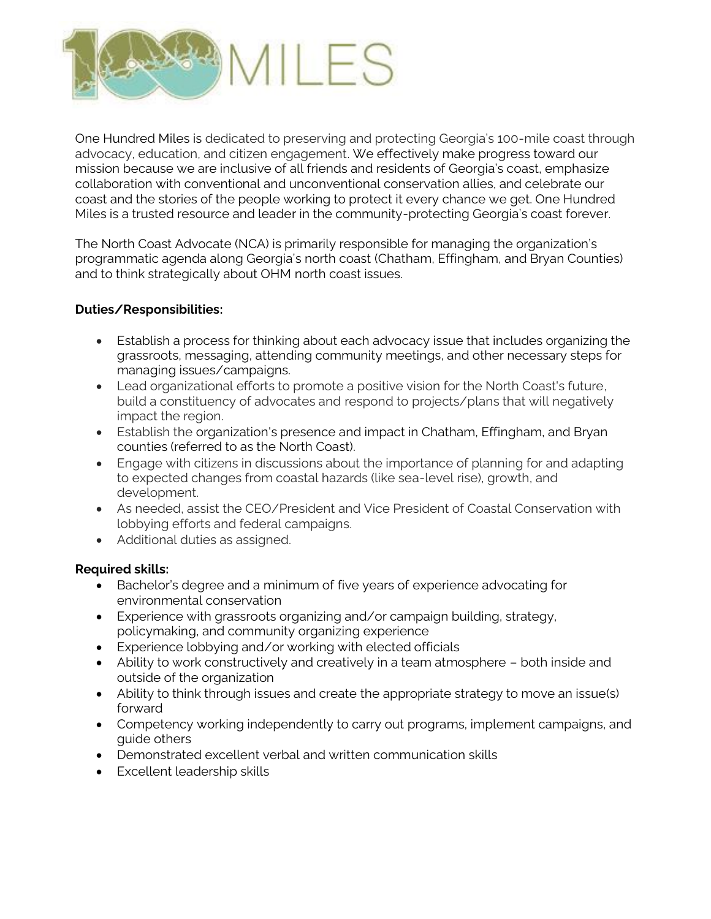One Hundred Miles is dedicated to preserving and protecting Georgia's 100-mile coast through advocacy, education, and citizen engagement. We effectively make progress toward our mission because we are inclusive of all friends and residents of Georgia's coast, emphasize collaboration with conventional and unconventional conservation allies, and celebrate our coast and the stories of the people working to protect it every chance we get. One Hundred Miles is a trusted resource and leader in the community-protecting Georgia's coast forever.

The North Coast Advocate (NCA) is primarily responsible for managing the organization's programmatic agenda along Georgia's north coast (Chatham, Effingham, and Bryan Counties) and to think strategically about OHM north coast issues.

**Duties/Responsibilities:**

- Establish a process for thinking about each advocacy issue that includes organizing the grassroots, messaging, attending community meetings, and other necessary steps for managing issues/campaigns.
- Lead organizational efforts to promote a positive vision for the North Coast's future, build a constituency of advocates and respond to projects/plans that will negatively impact the region.
- Establish the organization's presence and impact in Chatham, Effingham, and Bryan counties (referred to as the North Coast).
- Engage with citizens in discussions about the importance of planning for and adapting to expected changes from coastal hazards (like sea-level rise), growth, and development.
- As needed, assist the CEO/President and Vice President of Coastal Conservation with lobbying efforts and federal campaigns.
- Additional duties as assigned.

**Required skills:**

- Bachelor's degree and a minimum of five years of experience advocating for environmental conservation
- Experience with grassroots organizing and/or campaign building, strategy, policymaking, and community organizing experience
- Experience lobbying and/or working with elected officials
- Ability to work constructively and creatively in a team atmosphere – both inside and outside of the organization
- Ability to think through issues and create the appropriate strategy to move an issue(s) forward
- Competency working independently to carry out programs, implement campaigns, and guide others
- Demonstrated excellent verbal and written communication skills
- Excellent leadership skills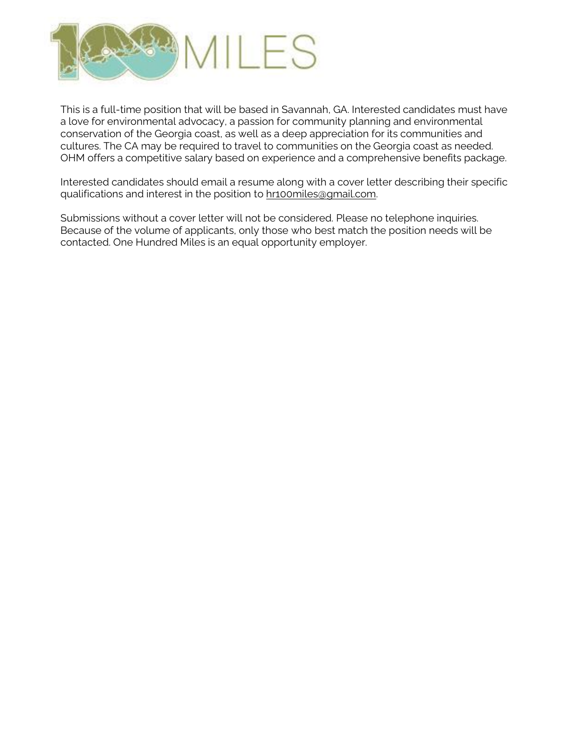This is a full-time position that will be based in Savannah, GA. Interested candidates must have a love for environmental advocacy, a passion for community planning and environmental conservation of the Georgia coast, as well as a deep appreciation for its communities and cultures. The CA may be required to travel to communities on the Georgia coast as needed. OHM offers a competitive salary based on experience and a comprehensive benefits package.

Interested candidates should email a resume along with a cover letter describing their specific qualifications and interest in the position to hr100miles@gmail.com.

Submissions without a cover letter will not be considered. Please no telephone inquiries. Because of the volume of applicants, only those who best match the position needs will be contacted. One Hundred Miles is an equal opportunity employer.